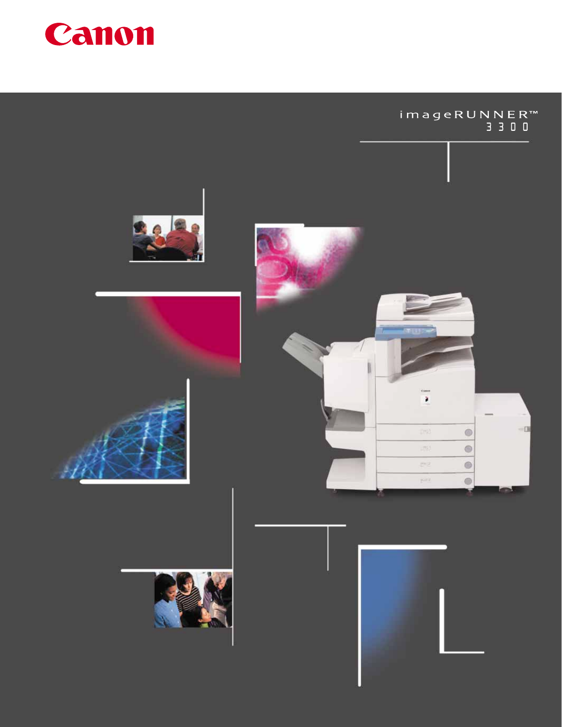Canon

imageRUNNER™ 3300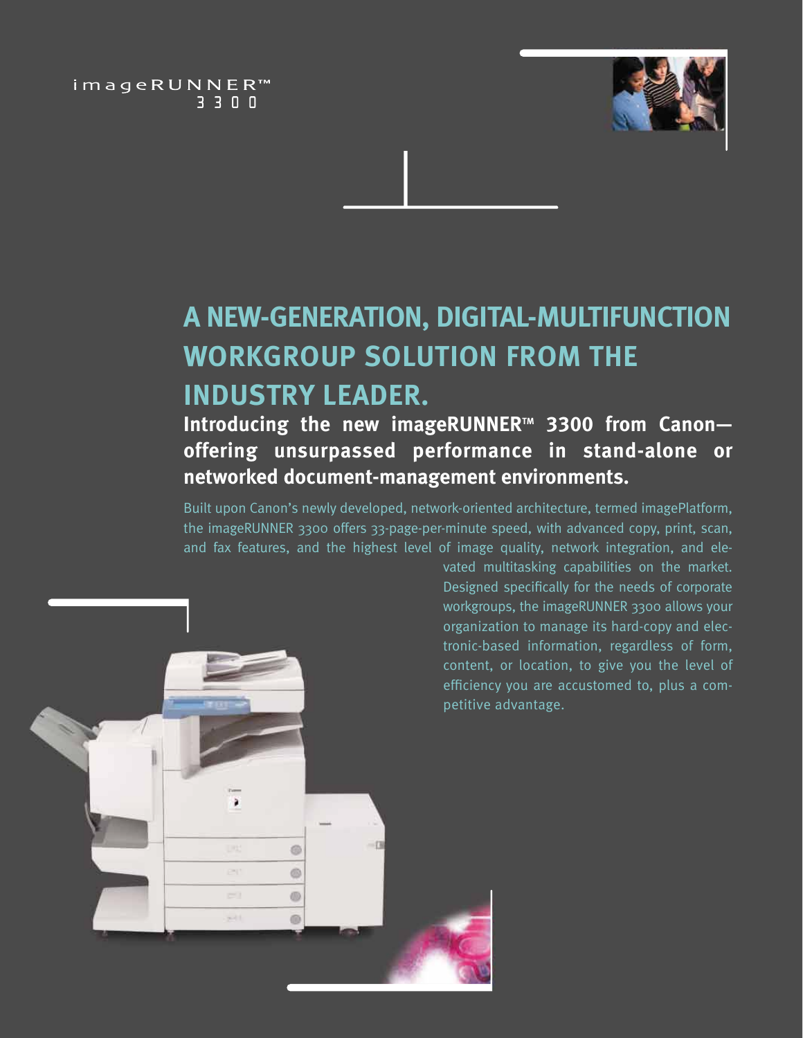imageRUNNER™ 3300

# A NEW-GENERATION, DIGITAL-MULTIFUNCTION WORKGROUP SOLUTION FROM THE INDUSTRY LEADER.

**Introducing the new imageRUNNER™ 3300 from Canon—offering unsurpassed performance in stand-alone or networked document-management environments.**

Built upon Canon's newly developed, network-oriented architecture, termed imagePlatform, the imageRUNNER 3300 offers 33-page-per-minute speed, with advanced copy, print, scan, and fax features, and the highest level of image quality, network integration, and elevated multitasking capabilities on the market. Designed specifically for the needs of corporate workgroups, the imageRUNNER 3300 allows your organization to manage its hard-copy and electronic-based information, regardless of form, content, or location, to give you the level of efficiency you are accustomed to, plus a competitive advantage.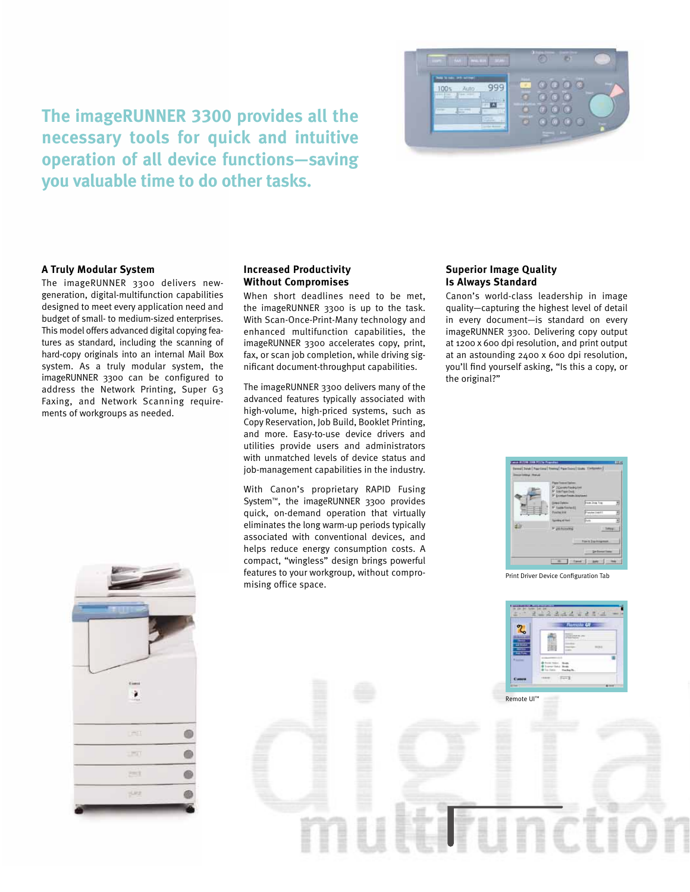## The imageRUNNER 3300 provides all the necessary tools for quick and intuitive operation of all device functions—saving you valuable time to do other tasks.

### A Truly Modular System

The imageRUNNER 3300 delivers new-generation, digital-multifunction capabilities designed to meet every application need and budget of small- to medium-sized enterprises. This model offers advanced digital copying features as standard, including the scanning of hard-copy originals into an internal Mail Box system. As a truly modular system, the imageRUNNER 3300 can be configured to address the Network Printing, Super G3 Faxing, and Network Scanning requirements of workgroups as needed.

### Increased Productivity Without Compromises

When short deadlines need to be met, the imageRUNNER 3300 is up to the task. With Scan-Once-Print-Many technology and enhanced multifunction capabilities, the imageRUNNER 3300 accelerates copy, print, fax, or scan job completion, while driving significant document-throughput capabilities.

The imageRUNNER 3300 delivers many of the advanced features typically associated with high-volume, high-priced systems, such as Copy Reservation, Job Build, Booklet Printing, and more. Easy-to-use device drivers and utilities provide users and administrators with unmatched levels of device status and job-management capabilities in the industry.

With Canon's proprietary RAPID Fusing System™, the imageRUNNER 3300 provides quick, on-demand operation that virtually eliminates the long warm-up periods typically associated with conventional devices, and helps reduce energy consumption costs. A compact, "wingless" design brings powerful features to your workgroup, without compromising office space.

### Superior Image Quality Is Always Standard

Canon's world-class leadership in image quality—capturing the highest level of detail in every document—is standard on every imageRUNNER 3300. Delivering copy output at 1200 x 600 dpi resolution, and print output at an astounding 2400 x 600 dpi resolution, you'll find yourself asking, "Is this a copy, or the original?"

Print Driver Device Configuration Tab

Remote UI™

digital multifunction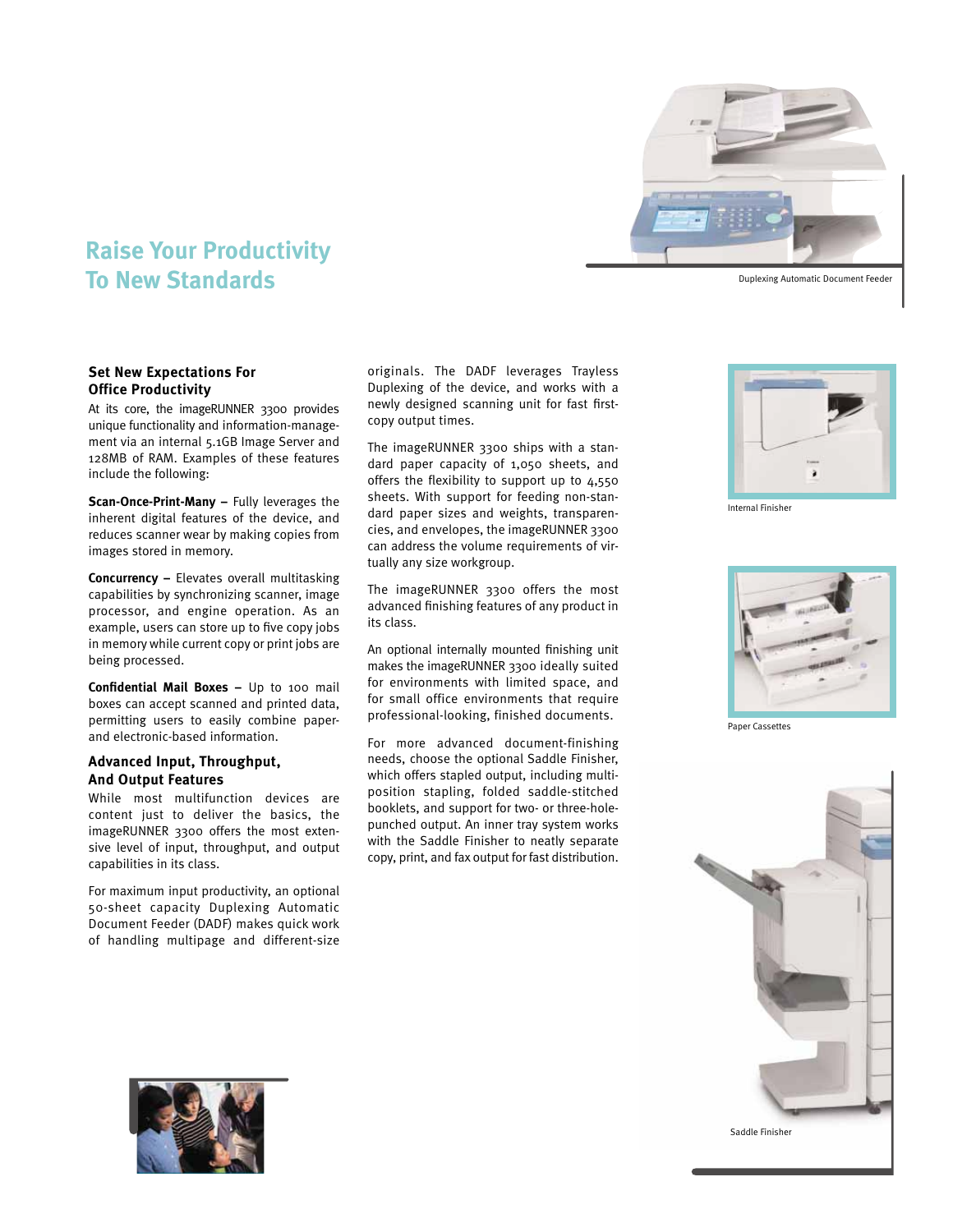# Raise Your Productivity To New Standards

Duplexing Automatic Document Feeder

### Set New Expectations For Office Productivity

At its core, the imageRUNNER 3300 provides unique functionality and information-management via an internal 5.1GB Image Server and 128MB of RAM. Examples of these features include the following:

**Scan-Once-Print-Many –** Fully leverages the inherent digital features of the device, and reduces scanner wear by making copies from images stored in memory.

**Concurrency –** Elevates overall multitasking capabilities by synchronizing scanner, image processor, and engine operation. As an example, users can store up to five copy jobs in memory while current copy or print jobs are being processed.

**Confidential Mail Boxes –** Up to 100 mail boxes can accept scanned and printed data, permitting users to easily combine paper- and electronic-based information.

### Advanced Input, Throughput, And Output Features

While most multifunction devices are content just to deliver the basics, the imageRUNNER 3300 offers the most extensive level of input, throughput, and output capabilities in its class.

For maximum input productivity, an optional 50-sheet capacity Duplexing Automatic Document Feeder (DADF) makes quick work of handling multipage and different-size originals. The DADF leverages Trayless Duplexing of the device, and works with a newly designed scanning unit for fast first-copy output times.

The imageRUNNER 3300 ships with a standard paper capacity of 1,050 sheets, and offers the flexibility to support up to 4,550 sheets. With support for feeding non-standard paper sizes and weights, transparencies, and envelopes, the imageRUNNER 3300 can address the volume requirements of virtually any size workgroup.

The imageRUNNER 3300 offers the most advanced finishing features of any product in its class.

An optional internally mounted finishing unit makes the imageRUNNER 3300 ideally suited for environments with limited space, and for small office environments that require professional-looking, finished documents.

For more advanced document-finishing needs, choose the optional Saddle Finisher, which offers stapled output, including multi-position stapling, folded saddle-stitched booklets, and support for two- or three-hole-punched output. An inner tray system works with the Saddle Finisher to neatly separate copy, print, and fax output for fast distribution.

Internal Finisher

Paper Cassettes

Saddle Finisher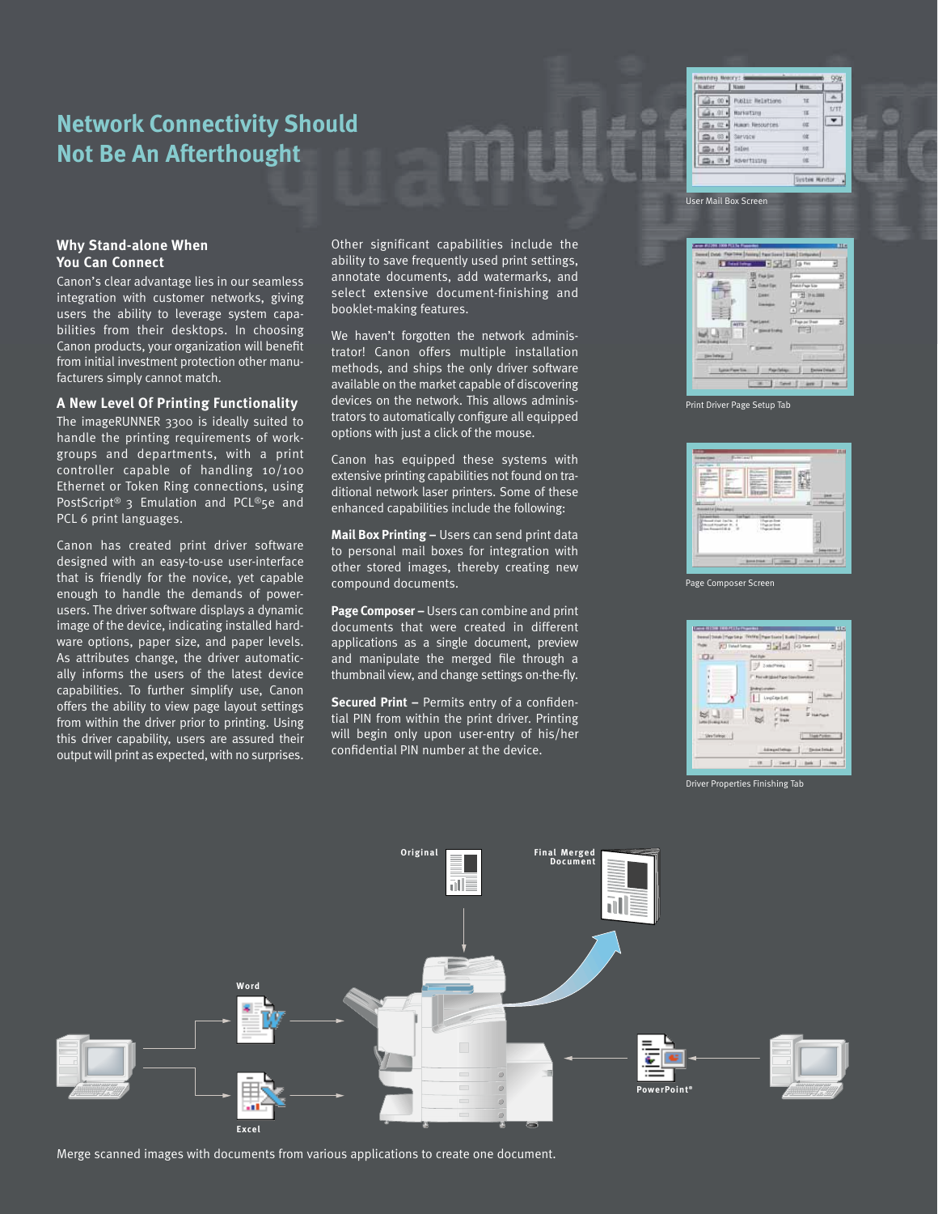# Network Connectivity Should Not Be An Afterthought

### Why Stand-alone When You Can Connect

Canon's clear advantage lies in our seamless integration with customer networks, giving users the ability to leverage system capabilities from their desktops. In choosing Canon products, your organization will benefit from initial investment protection other manufacturers simply cannot match.

### A New Level Of Printing Functionality

The imageRUNNER 3300 is ideally suited to handle the printing requirements of workgroups and departments, with a print controller capable of handling 10/100 Ethernet or Token Ring connections, using PostScript® 3 Emulation and PCL®5e and PCL 6 print languages.

Canon has created print driver software designed with an easy-to-use user-interface that is friendly for the novice, yet capable enough to handle the demands of power-users. The driver software displays a dynamic image of the device, indicating installed hardware options, paper size, and paper levels. As attributes change, the driver automatically informs the users of the latest device capabilities. To further simplify use, Canon offers the ability to view page layout settings from within the driver prior to printing. Using this driver capability, users are assured their output will print as expected, with no surprises.

Other significant capabilities include the ability to save frequently used print settings, annotate documents, add watermarks, and select extensive document-finishing and booklet-making features.

We haven't forgotten the network administrator! Canon offers multiple installation methods, and ships the only driver software available on the market capable of discovering devices on the network. This allows administrators to automatically configure all equipped options with just a click of the mouse.

Canon has equipped these systems with extensive printing capabilities not found on traditional network laser printers. Some of these enhanced capabilities include the following:

**Mail Box Printing –** Users can send print data to personal mail boxes for integration with other stored images, thereby creating new compound documents.

**Page Composer –** Users can combine and print documents that were created in different applications as a single document, preview and manipulate the merged file through a thumbnail view, and change settings on-the-fly.

**Secured Print –** Permits entry of a confidential PIN from within the print driver. Printing will begin only upon user-entry of his/her confidential PIN number at the device.

User Mail Box Screen

Print Driver Page Setup Tab

Page Composer Screen

Driver Properties Finishing Tab

Original

Final Merged Document

Word

Excel

PowerPoint®

Merge scanned images with documents from various applications to create one document.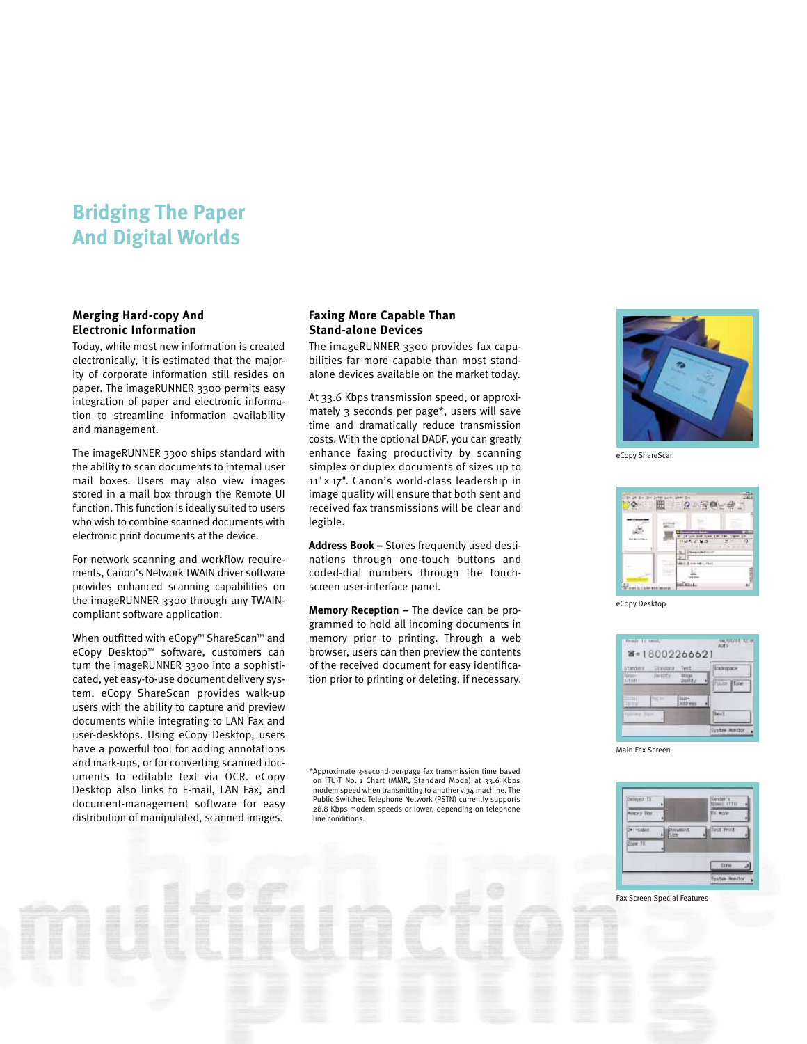# Bridging The Paper And Digital Worlds

### Merging Hard-copy And Electronic Information

Today, while most new information is created electronically, it is estimated that the majority of corporate information still resides on paper. The imageRUNNER 3300 permits easy integration of paper and electronic information to streamline information availability and management.

The imageRUNNER 3300 ships standard with the ability to scan documents to internal user mail boxes. Users may also view images stored in a mail box through the Remote UI function. This function is ideally suited to users who wish to combine scanned documents with electronic print documents at the device.

For network scanning and workflow requirements, Canon's Network TWAIN driver software provides enhanced scanning capabilities on the imageRUNNER 3300 through any TWAIN-compliant software application.

When outfitted with eCopy™ ShareScan™ and eCopy Desktop™ software, customers can turn the imageRUNNER 3300 into a sophisticated, yet easy-to-use document delivery system. eCopy ShareScan provides walk-up users with the ability to capture and preview documents while integrating to LAN Fax and user-desktops. Using eCopy Desktop, users have a powerful tool for adding annotations and mark-ups, or for converting scanned documents to editable text via OCR. eCopy Desktop also links to E-mail, LAN Fax, and document-management software for easy distribution of manipulated, scanned images.

### Faxing More Capable Than Stand-alone Devices

The imageRUNNER 3300 provides fax capabilities far more capable than most stand-alone devices available on the market today.

At 33.6 Kbps transmission speed, or approximately 3 seconds per page*, users will save time and dramatically reduce transmission costs. With the optional DADF, you can greatly enhance faxing productivity by scanning simplex or duplex documents of sizes up to 11" x 17". Canon's world-class leadership in image quality will ensure that both sent and received fax transmissions will be clear and legible.

**Address Book –** Stores frequently used destinations through one-touch buttons and coded-dial numbers through the touch-screen user-interface panel.

**Memory Reception –** The device can be programmed to hold all incoming documents in memory prior to printing. Through a web browser, users can then preview the contents of the received document for easy identification prior to printing or deleting, if necessary.

*Approximate 3-second-per-page fax transmission time based on ITU-T No. 1 Chart (MMR, Standard Mode) at 33.6 Kbps modem speed when transmitting to another v.34 machine. The Public Switched Telephone Network (PSTN) currently supports 28.8 Kbps modem speeds or lower, depending on telephone line conditions.

eCopy ShareScan

eCopy Desktop

Main Fax Screen

Fax Screen Special Features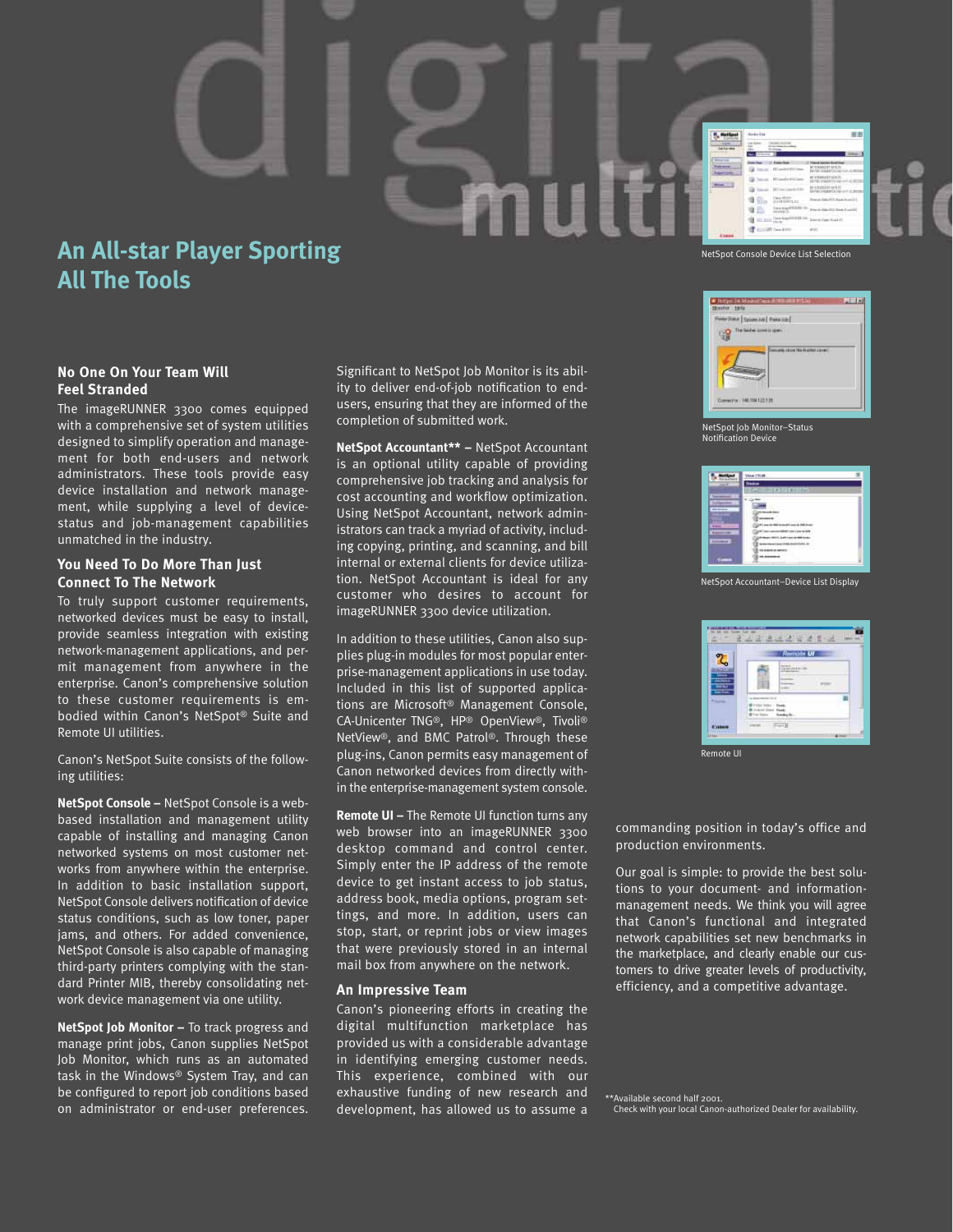## An All-star Player Sporting All The Tools

### No One On Your Team Will Feel Stranded

The imageRUNNER 3300 comes equipped with a comprehensive set of system utilities designed to simplify operation and management for both end-users and network administrators. These tools provide easy device installation and network management, while supplying a level of device-status and job-management capabilities unmatched in the industry.

### You Need To Do More Than Just Connect To The Network

To truly support customer requirements, networked devices must be easy to install, provide seamless integration with existing network-management applications, and permit management from anywhere in the enterprise. Canon's comprehensive solution to these customer requirements is embodied within Canon's NetSpot® Suite and Remote UI utilities.

Canon's NetSpot Suite consists of the following utilities:

**NetSpot Console –** NetSpot Console is a web-based installation and management utility capable of installing and managing Canon networked systems on most customer networks from anywhere within the enterprise. In addition to basic installation support, NetSpot Console delivers notification of device status conditions, such as low toner, paper jams, and others. For added convenience, NetSpot Console is also capable of managing third-party printers complying with the standard Printer MIB, thereby consolidating network device management via one utility.

**NetSpot Job Monitor –** To track progress and manage print jobs, Canon supplies NetSpot Job Monitor, which runs as an automated task in the Windows® System Tray, and can be configured to report job conditions based on administrator or end-user preferences. Significant to NetSpot Job Monitor is its ability to deliver end-of-job notification to end-users, ensuring that they are informed of the completion of submitted work.

**NetSpot Accountant\*\* –** NetSpot Accountant is an optional utility capable of providing comprehensive job tracking and analysis for cost accounting and workflow optimization. Using NetSpot Accountant, network administrators can track a myriad of activity, including copying, printing, and scanning, and bill internal or external clients for device utilization. NetSpot Accountant is ideal for any customer who desires to account for imageRUNNER 3300 device utilization.

In addition to these utilities, Canon also supplies plug-in modules for most popular enterprise-management applications in use today. Included in this list of supported applications are Microsoft® Management Console, CA-Unicenter TNG®, HP® OpenView®, Tivoli® NetView®, and BMC Patrol®. Through these plug-ins, Canon permits easy management of Canon networked devices from directly within the enterprise-management system console.

**Remote UI –** The Remote UI function turns any web browser into an imageRUNNER 3300 desktop command and control center. Simply enter the IP address of the remote device to get instant access to job status, address book, media options, program settings, and more. In addition, users can stop, start, or reprint jobs or view images that were previously stored in an internal mail box from anywhere on the network.

### An Impressive Team

Canon's pioneering efforts in creating the digital multifunction marketplace has provided us with a considerable advantage in identifying emerging customer needs. This experience, combined with our exhaustive funding of new research and development, has allowed us to assume a commanding position in today's office and production environments.

Our goal is simple: to provide the best solutions to your document- and information-management needs. We think you will agree that Canon's functional and integrated network capabilities set new benchmarks in the marketplace, and clearly enable our customers to drive greater levels of productivity, efficiency, and a competitive advantage.

NetSpot Console Device List Selection

NetSpot Job Monitor–Status Notification Device

NetSpot Accountant–Device List Display

Remote UI

\*\*Available second half 2001. Check with your local Canon-authorized Dealer for availability.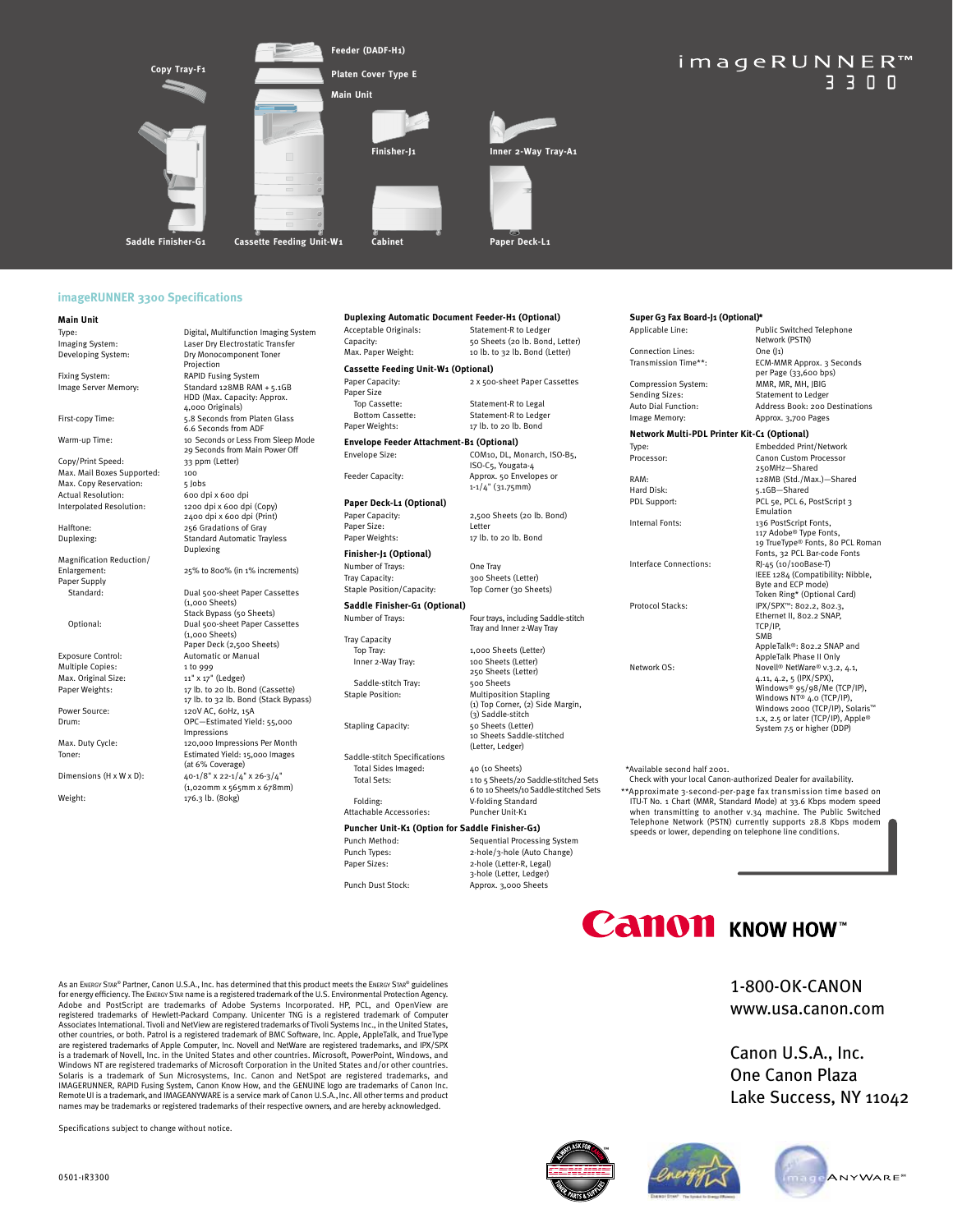Copy Tray-F1

Feeder (DADF-H1)

Platen Cover Type E

Main Unit

Finisher-J1

Inner 2-Way Tray-A1

Saddle Finisher-G1

Cassette Feeding Unit-W1

Cabinet

Paper Deck-L1

imageRUNNER™ 3300

## imageRUNNER 3300 Specifications

### Main Unit

| | |
|---|---|
| Type: | Digital, Multifunction Imaging System |
| Imaging System: | Laser Dry Electrostatic Transfer |
| Developing System: | Dry Monocomponent Toner Projection |
| Fixing System: | RAPID Fusing System |
| Image Server Memory: | Standard 128MB RAM + 5.1GB HDD (Max. Capacity: Approx. 4,000 Originals) |
| First-copy Time: | 5.8 Seconds from Platen Glass<br>6.6 Seconds from ADF |
| Warm-up Time: | 10 Seconds or Less From Sleep Mode<br>29 Seconds from Main Power Off |
| Copy/Print Speed: | 33 ppm (Letter) |
| Max. Mail Boxes Supported: | 100 |
| Max. Copy Reservation: | 5 Jobs |
| Actual Resolution: | 600 dpi x 600 dpi |
| Interpolated Resolution: | 1200 dpi x 600 dpi (Copy)<br>2400 dpi x 600 dpi (Print) |
| Halftone: | 256 Gradations of Gray |
| Duplexing: | Standard Automatic Trayless Duplexing |
| Magnification Reduction/Enlargement: | 25% to 800% (in 1% increments) |
| Paper Supply | |
| Standard: | Dual 500-sheet Paper Cassettes (1,000 Sheets)<br>Stack Bypass (50 Sheets) |
| Optional: | Dual 500-sheet Paper Cassettes (1,000 Sheets)<br>Paper Deck (2,500 Sheets) |
| Exposure Control: | Automatic or Manual |
| Multiple Copies: | 1 to 999 |
| Max. Original Size: | 11" x 17" (Ledger) |
| Paper Weights: | 17 lb. to 20 lb. Bond (Cassette)<br>17 lb. to 32 lb. Bond (Stack Bypass) |
| Power Source: | 120V AC, 60Hz, 15A |
| Drum: | OPC—Estimated Yield: 55,000 Impressions |
| Max. Duty Cycle: | 120,000 Impressions Per Month |
| Toner: | Estimated Yield: 15,000 Images (at 6% Coverage) |
| Dimensions (H x W x D): | 40-1/8" x 22-1/4" x 26-3/4" (1,020mm x 565mm x 678mm) |
| Weight: | 176.3 lb. (80kg) |

### Duplexing Automatic Document Feeder-H1 (Optional)

| | |
|---|---|
| Acceptable Originals: | Statement-R to Ledger |
| Capacity: | 50 Sheets (20 lb. Bond, Letter) |
| Max. Paper Weight: | 10 lb. to 32 lb. Bond (Letter) |

### Cassette Feeding Unit-W1 (Optional)

| | |
|---|---|
| Paper Capacity: | 2 x 500-sheet Paper Cassettes |
| Paper Size | |
| Top Cassette: | Statement-R to Legal |
| Bottom Cassette: | Statement-R to Ledger |
| Paper Weights: | 17 lb. to 20 lb. Bond |

### Envelope Feeder Attachment-B1 (Optional)

| | |
|---|---|
| Envelope Size: | COM10, DL, Monarch, ISO-B5, ISO-C5, Yougata-4 |
| Feeder Capacity: | Approx. 50 Envelopes or 1-1/4" (31.75mm) |

### Paper Deck-L1 (Optional)

| | |
|---|---|
| Paper Capacity: | 2,500 Sheets (20 lb. Bond) |
| Paper Size: | Letter |
| Paper Weights: | 17 lb. to 20 lb. Bond |

### Finisher-J1 (Optional)

| | |
|---|---|
| Number of Trays: | One Tray |
| Tray Capacity: | 300 Sheets (Letter) |
| Staple Position/Capacity: | Top Corner (30 Sheets) |

### Saddle Finisher-G1 (Optional)

| | |
|---|---|
| Number of Trays: | Four trays, including Saddle-stitch Tray and Inner 2-Way Tray |
| Tray Capacity | |
| Top Tray: | 1,000 Sheets (Letter) |
| Inner 2-Way Tray: | 100 Sheets (Letter)<br>250 Sheets (Letter) |
| Saddle-stitch Tray: | 500 Sheets |
| Staple Position: | Multiposition Stapling<br>(1) Top Corner, (2) Side Margin, (3) Saddle-stitch |
| Stapling Capacity: | 50 Sheets (Letter)<br>10 Sheets Saddle-stitched (Letter, Ledger) |
| Saddle-stitch Specifications | |
| Total Sides Imaged: | 40 (10 Sheets) |
| Total Sets: | 1 to 5 Sheets/20 Saddle-stitched Sets<br>6 to 10 Sheets/10 Saddle-stitched Sets |
| Folding: | V-folding Standard |
| Attachable Accessories: | Puncher Unit-K1 |

### Puncher Unit-K1 (Option for Saddle Finisher-G1)

| | |
|---|---|
| Punch Method: | Sequential Processing System |
| Punch Types: | 2-hole/3-hole (Auto Change) |
| Paper Sizes: | 2-hole (Letter-R, Legal)<br>3-hole (Letter, Ledger) |
| Punch Dust Stock: | Approx. 3,000 Sheets |

### Super G3 Fax Board-J1 (Optional)*

| | |
|---|---|
| Applicable Line: | Public Switched Telephone Network (PSTN) |
| Connection Lines: | One (J1) |
| Transmission Time**: | ECM-MMR Approx. 3 Seconds per Page (33,600 bps) |
| Compression System: | MMR, MR, MH, JBIG |
| Sending Sizes: | Statement to Ledger |
| Auto Dial Function: | Address Book: 200 Destinations |
| Image Memory: | Approx. 3,700 Pages |

### Network Multi-PDL Printer Kit-C1 (Optional)

| | |
|---|---|
| Type: | Embedded Print/Network |
| Processor: | Canon Custom Processor 250MHz—Shared |
| RAM: | 128MB (Std./Max.)—Shared |
| Hard Disk: | 5.1GB—Shared |
| PDL Support: | PCL 5e, PCL 6, PostScript 3 Emulation |
| Internal Fonts: | 136 PostScript Fonts, 117 Adobe® Type Fonts, 19 TrueType® Fonts, 80 PCL Roman Fonts, 32 PCL Bar-code Fonts |
| Interface Connections: | RJ-45 (10/100Base-T)<br>IEEE 1284 (Compatibility: Nibble, Byte and ECP mode)<br>Token Ring* (Optional Card) |
| Protocol Stacks: | IPX/SPX™: 802.2, 802.3, Ethernet II, 802.2 SNAP,<br>TCP/IP,<br>SMB<br>AppleTalk®: 802.2 SNAP and AppleTalk Phase II Only |
| Network OS: | Novell® NetWare® v.3.2, 4.1, 4.11, 4.2, 5 (IPX/SPX), Windows® 95/98/Me (TCP/IP), Windows NT® 4.0 (TCP/IP), Windows 2000 (TCP/IP), Solaris™ 1.x, 2.5 or later (TCP/IP), Apple® System 7.5 or higher (DDP) |

*Available second half 2001.
Check with your local Canon-authorized Dealer for availability.

**Approximate 3-second-per-page fax transmission time based on ITU-T No. 1 Chart (MMR, Standard Mode) at 33.6 Kbps modem speed when transmitting to another v.34 machine. The Public Switched Telephone Network (PSTN) currently supports 28.8 Kbps modem speeds or lower, depending on telephone line conditions.

Canon KNOW HOW™

As an ENERGY STAR® Partner, Canon U.S.A., Inc. has determined that this product meets the ENERGY STAR® guidelines for energy efficiency. The ENERGY STAR name is a registered trademark of the U.S. Environmental Protection Agency. Adobe and PostScript are trademarks of Adobe Systems Incorporated. HP, PCL, and OpenView are registered trademarks of Hewlett-Packard Company. Unicenter TNG is a registered trademark of Computer Associates International. Tivoli and NetView are registered trademarks of Tivoli Systems Inc., in the United States, other countries, or both. Patrol is a registered trademark of BMC Software, Inc. Apple, AppleTalk, and TrueType are registered trademarks of Apple Computer, Inc. Novell and NetWare are registered trademarks, and IPX/SPX is a trademark of Novell, Inc. in the United States and other countries. Microsoft, PowerPoint, Windows, and Windows NT are registered trademarks of Microsoft Corporation in the United States and/or other countries. Solaris is a trademark of Sun Microsystems, Inc. Canon and NetSpot are registered trademarks, and IMAGERUNNER, RAPID Fusing System, Canon Know How, and the GENUINE logo are trademarks of Canon Inc. Remote UI is a trademark, and IMAGEANYWARE is a service mark of Canon U.S.A., Inc. All other terms and product names may be trademarks or registered trademarks of their respective owners, and are hereby acknowledged.

Specifications subject to change without notice.

1-800-OK-CANON
www.usa.canon.com

Canon U.S.A., Inc.
One Canon Plaza
Lake Success, NY 11042

0501-iR3300